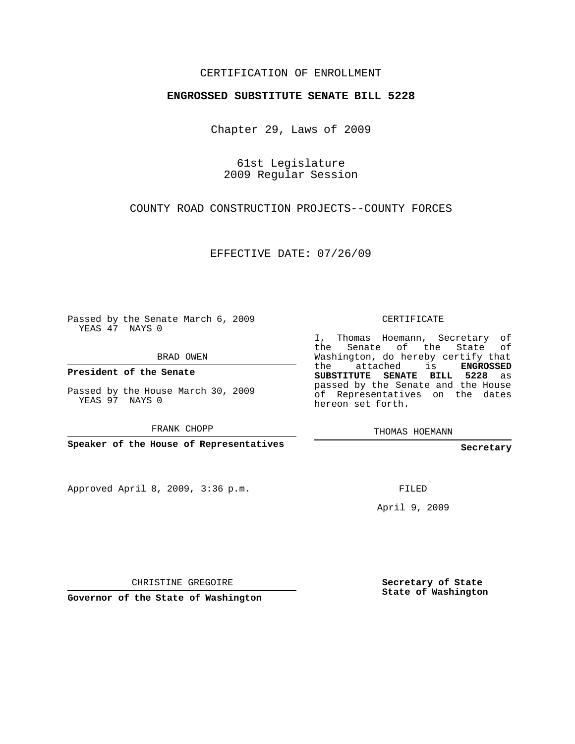CERTIFICATION OF ENROLLMENT

**ENGROSSED SUBSTITUTE SENATE BILL 5228**

Chapter 29, Laws of 2009

61st Legislature
2009 Regular Session

COUNTY ROAD CONSTRUCTION PROJECTS--COUNTY FORCES

EFFECTIVE DATE: 07/26/09

Passed by the Senate March 6, 2009
YEAS 47 NAYS 0

BRAD OWEN

**President of the Senate**

Passed by the House March 30, 2009
YEAS 97 NAYS 0

FRANK CHOPP

**Speaker of the House of Representatives**

Approved April 8, 2009, 3:36 p.m.

CHRISTINE GREGOIRE

**Governor of the State of Washington**

CERTIFICATE

I, Thomas Hoemann, Secretary of the Senate of the State of Washington, do hereby certify that the attached is **ENGROSSED SUBSTITUTE SENATE BILL 5228** as passed by the Senate and the House of Representatives on the dates hereon set forth.

THOMAS HOEMANN

**Secretary**

FILED

April 9, 2009

**Secretary of State**
**State of Washington**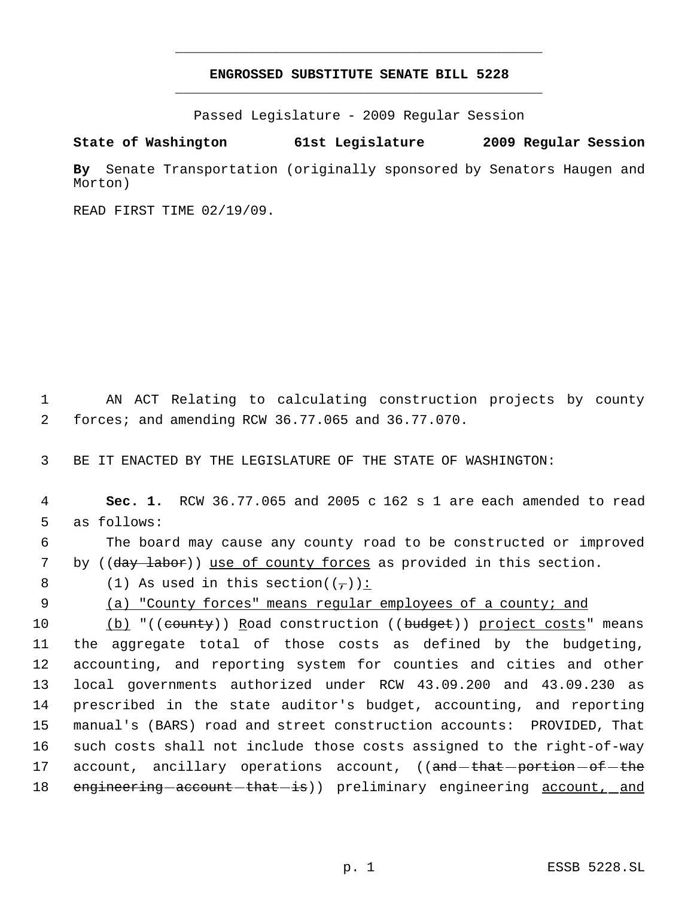# ENGROSSED SUBSTITUTE SENATE BILL 5228

Passed Legislature - 2009 Regular Session

**State of Washington 61st Legislature 2009 Regular Session**

**By** Senate Transportation (originally sponsored by Senators Haugen and Morton)

READ FIRST TIME 02/19/09.

1 AN ACT Relating to calculating construction projects by county
2 forces; and amending RCW 36.77.065 and 36.77.070.

3 BE IT ENACTED BY THE LEGISLATURE OF THE STATE OF WASHINGTON:

4 **Sec. 1.** RCW 36.77.065 and 2005 c 162 s 1 are each amended to read
5 as follows:

6 The board may cause any county road to be constructed or improved
7 by ((~~day labor~~)) <u>use of county forces</u> as provided in this section.

8 (1) As used in this section((~~,~~))<u>:</u>

9 <u>(a) "County forces" means regular employees of a county; and</u>

10 <u>(b)</u> "((~~county~~)) <u>R</u>oad construction ((~~budget~~)) <u>project costs</u>" means
11 the aggregate total of those costs as defined by the budgeting,
12 accounting, and reporting system for counties and cities and other
13 local governments authorized under RCW 43.09.200 and 43.09.230 as
14 prescribed in the state auditor's budget, accounting, and reporting
15 manual's (BARS) road and street construction accounts: PROVIDED, That
16 such costs shall not include those costs assigned to the right-of-way
17 account, ancillary operations account, ((~~and that portion of the~~
18 ~~engineering account that is~~)) preliminary engineering <u>account, and</u>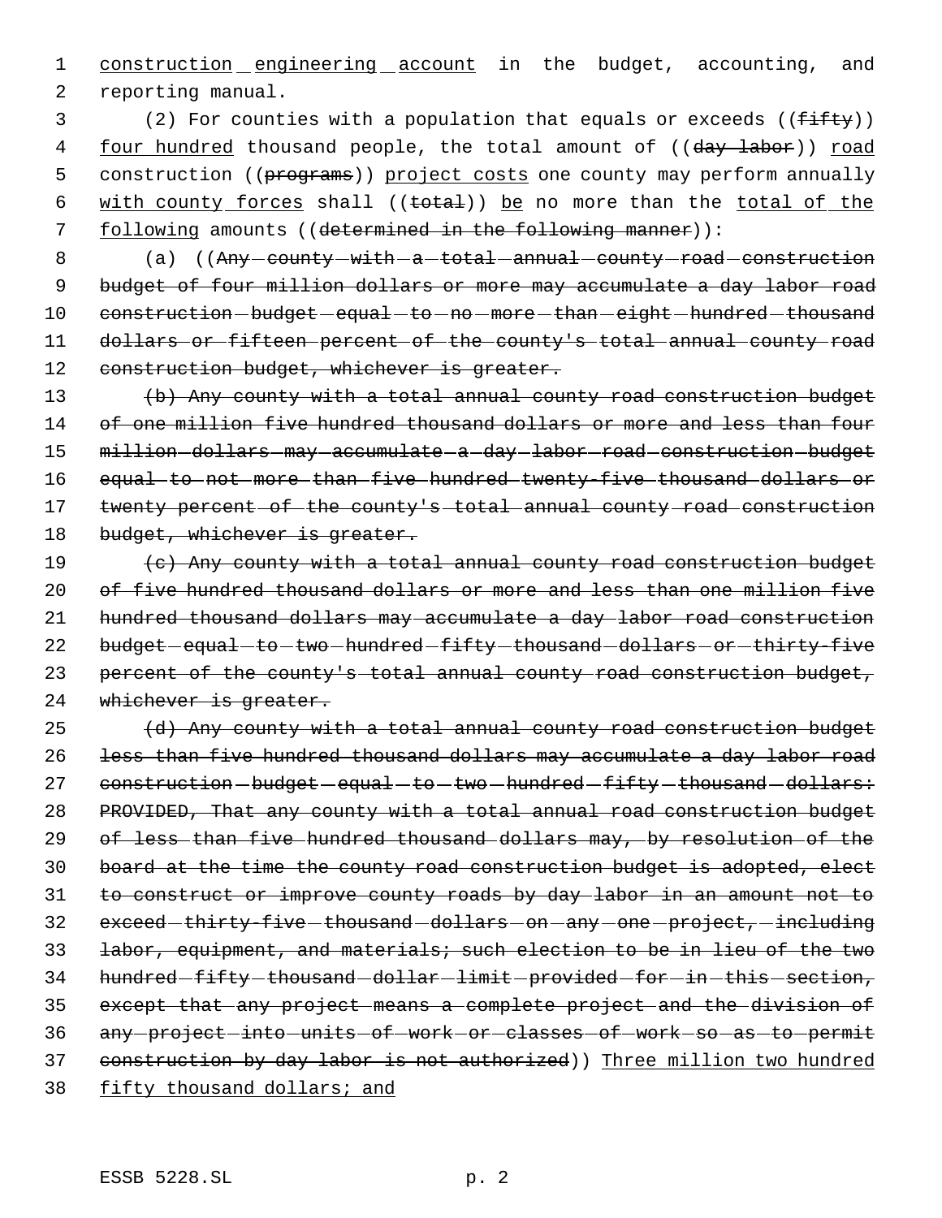construction engineering account in the budget, accounting, and reporting manual.

(2) For counties with a population that equals or exceeds ((~~fifty~~)) four hundred thousand people, the total amount of ((~~day labor~~)) road construction ((~~programs~~)) project costs one county may perform annually with county forces shall ((~~total~~)) be no more than the total of the following amounts ((~~determined in the following manner~~)):

(a) ((~~Any county with a total annual county road construction budget of four million dollars or more may accumulate a day labor road construction budget equal to no more than eight hundred thousand dollars or fifteen percent of the county's total annual county road construction budget, whichever is greater.~~

~~(b) Any county with a total annual county road construction budget of one million five hundred thousand dollars or more and less than four million dollars may accumulate a day labor road construction budget equal to not more than five hundred twenty-five thousand dollars or twenty percent of the county's total annual county road construction budget, whichever is greater.~~

~~(c) Any county with a total annual county road construction budget of five hundred thousand dollars or more and less than one million five hundred thousand dollars may accumulate a day labor road construction budget equal to two hundred fifty thousand dollars or thirty-five percent of the county's total annual county road construction budget, whichever is greater.~~

~~(d) Any county with a total annual county road construction budget less than five hundred thousand dollars may accumulate a day labor road construction budget equal to two hundred fifty thousand dollars: PROVIDED, That any county with a total annual road construction budget of less than five hundred thousand dollars may, by resolution of the board at the time the county road construction budget is adopted, elect to construct or improve county roads by day labor in an amount not to exceed thirty-five thousand dollars on any one project, including labor, equipment, and materials; such election to be in lieu of the two hundred fifty thousand dollar limit provided for in this section, except that any project means a complete project and the division of any project into units of work or classes of work so as to permit construction by day labor is not authorized~~)) Three million two hundred fifty thousand dollars; and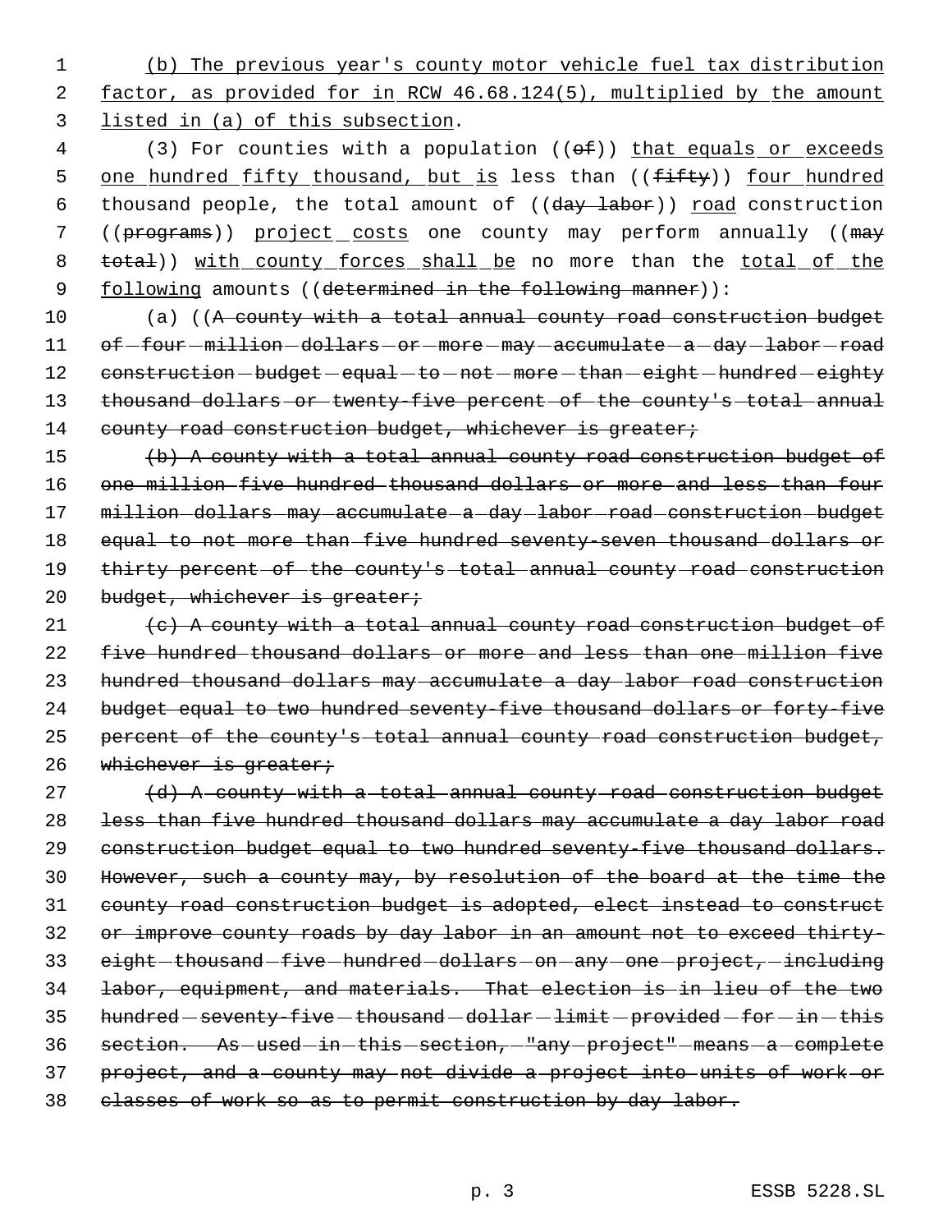(b) The previous year's county motor vehicle fuel tax distribution factor, as provided for in RCW 46.68.124(5), multiplied by the amount listed in (a) of this subsection.

(3) For counties with a population ((~~of~~)) that equals or exceeds one hundred fifty thousand, but is less than ((~~fifty~~)) four hundred thousand people, the total amount of ((~~day labor~~)) road construction ((~~programs~~)) project costs one county may perform annually ((~~may total~~)) with county forces shall be no more than the total of the following amounts ((~~determined in the following manner~~)):

(a) ((~~A county with a total annual county road construction budget of four million dollars or more may accumulate a day labor road construction budget equal to not more than eight hundred eighty thousand dollars or twenty-five percent of the county's total annual county road construction budget, whichever is greater;~~

~~(b) A county with a total annual county road construction budget of one million five hundred thousand dollars or more and less than four million dollars may accumulate a day labor road construction budget equal to not more than five hundred seventy-seven thousand dollars or thirty percent of the county's total annual county road construction budget, whichever is greater;~~

~~(c) A county with a total annual county road construction budget of five hundred thousand dollars or more and less than one million five hundred thousand dollars may accumulate a day labor road construction budget equal to two hundred seventy-five thousand dollars or forty-five percent of the county's total annual county road construction budget, whichever is greater;~~

~~(d) A county with a total annual county road construction budget less than five hundred thousand dollars may accumulate a day labor road construction budget equal to two hundred seventy-five thousand dollars. However, such a county may, by resolution of the board at the time the county road construction budget is adopted, elect instead to construct or improve county roads by day labor in an amount not to exceed thirty-eight thousand five hundred dollars on any one project, including labor, equipment, and materials. That election is in lieu of the two hundred seventy-five thousand dollar limit provided for in this section. As used in this section, "any project" means a complete project, and a county may not divide a project into units of work or classes of work so as to permit construction by day labor.~~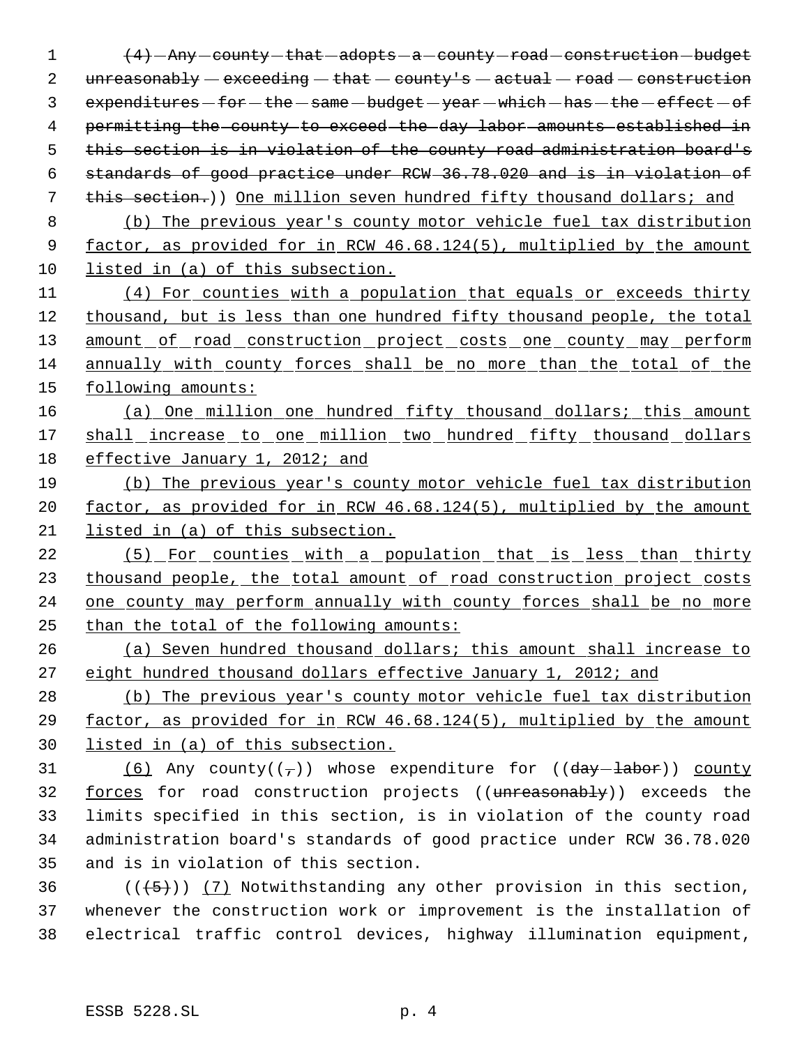~~(4) Any county that adopts a county road construction budget unreasonably exceeding that county's actual road construction expenditures for the same budget year which has the effect of permitting the county to exceed the day labor amounts established in this section is in violation of the county road administration board's standards of good practice under RCW 36.78.020 and is in violation of this section.~~)) One million seven hundred fifty thousand dollars; and

(b) The previous year's county motor vehicle fuel tax distribution factor, as provided for in RCW 46.68.124(5), multiplied by the amount listed in (a) of this subsection.

(4) For counties with a population that equals or exceeds thirty thousand, but is less than one hundred fifty thousand people, the total amount of road construction project costs one county may perform annually with county forces shall be no more than the total of the following amounts:

(a) One million one hundred fifty thousand dollars; this amount shall increase to one million two hundred fifty thousand dollars effective January 1, 2012; and

(b) The previous year's county motor vehicle fuel tax distribution factor, as provided for in RCW 46.68.124(5), multiplied by the amount listed in (a) of this subsection.

(5) For counties with a population that is less than thirty thousand people, the total amount of road construction project costs one county may perform annually with county forces shall be no more than the total of the following amounts:

(a) Seven hundred thousand dollars; this amount shall increase to eight hundred thousand dollars effective January 1, 2012; and

(b) The previous year's county motor vehicle fuel tax distribution factor, as provided for in RCW 46.68.124(5), multiplied by the amount listed in (a) of this subsection.

(6) Any county((~~,~~)) whose expenditure for ((~~day labor~~)) county forces for road construction projects ((~~unreasonably~~)) exceeds the limits specified in this section, is in violation of the county road administration board's standards of good practice under RCW 36.78.020 and is in violation of this section.

((~~(5)~~)) (7) Notwithstanding any other provision in this section, whenever the construction work or improvement is the installation of electrical traffic control devices, highway illumination equipment,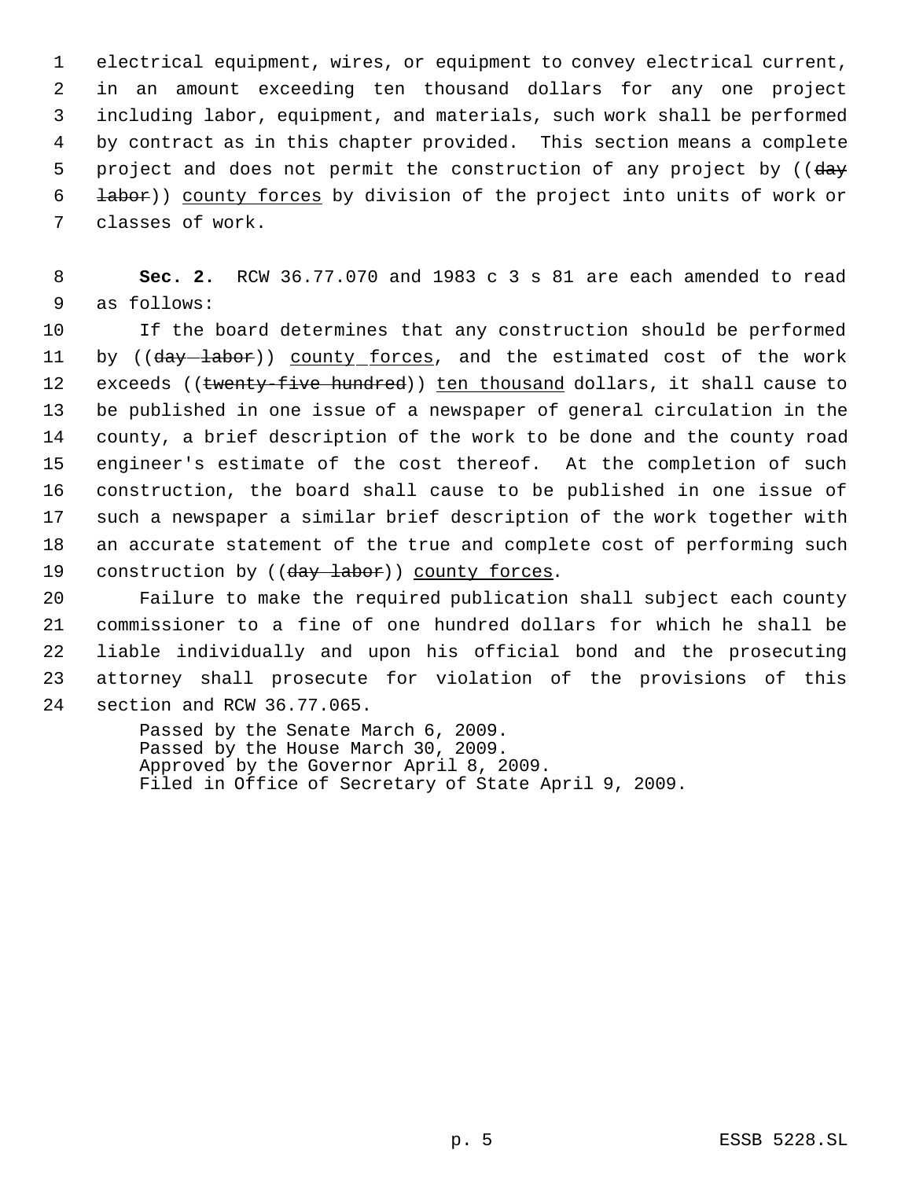electrical equipment, wires, or equipment to convey electrical current, in an amount exceeding ten thousand dollars for any one project including labor, equipment, and materials, such work shall be performed by contract as in this chapter provided. This section means a complete project and does not permit the construction of any project by ((~~day labor~~)) <u>county forces</u> by division of the project into units of work or classes of work.

**Sec. 2.** RCW 36.77.070 and 1983 c 3 s 81 are each amended to read as follows:

If the board determines that any construction should be performed by ((~~day labor~~)) <u>county forces</u>, and the estimated cost of the work exceeds ((~~twenty-five hundred~~)) <u>ten thousand</u> dollars, it shall cause to be published in one issue of a newspaper of general circulation in the county, a brief description of the work to be done and the county road engineer's estimate of the cost thereof. At the completion of such construction, the board shall cause to be published in one issue of such a newspaper a similar brief description of the work together with an accurate statement of the true and complete cost of performing such construction by ((~~day labor~~)) <u>county forces</u>.

Failure to make the required publication shall subject each county commissioner to a fine of one hundred dollars for which he shall be liable individually and upon his official bond and the prosecuting attorney shall prosecute for violation of the provisions of this section and RCW 36.77.065.

Passed by the Senate March 6, 2009.
Passed by the House March 30, 2009.
Approved by the Governor April 8, 2009.
Filed in Office of Secretary of State April 9, 2009.